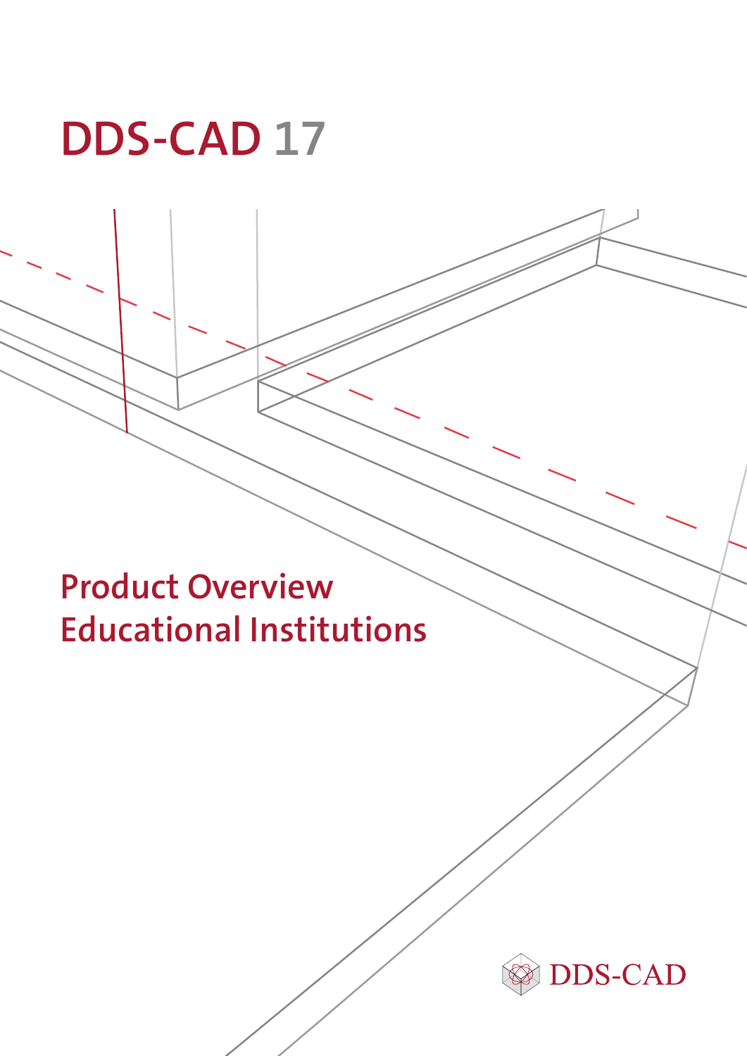# DDS-CAD 17

## Product Overview
## Educational Institutions

DDS-CAD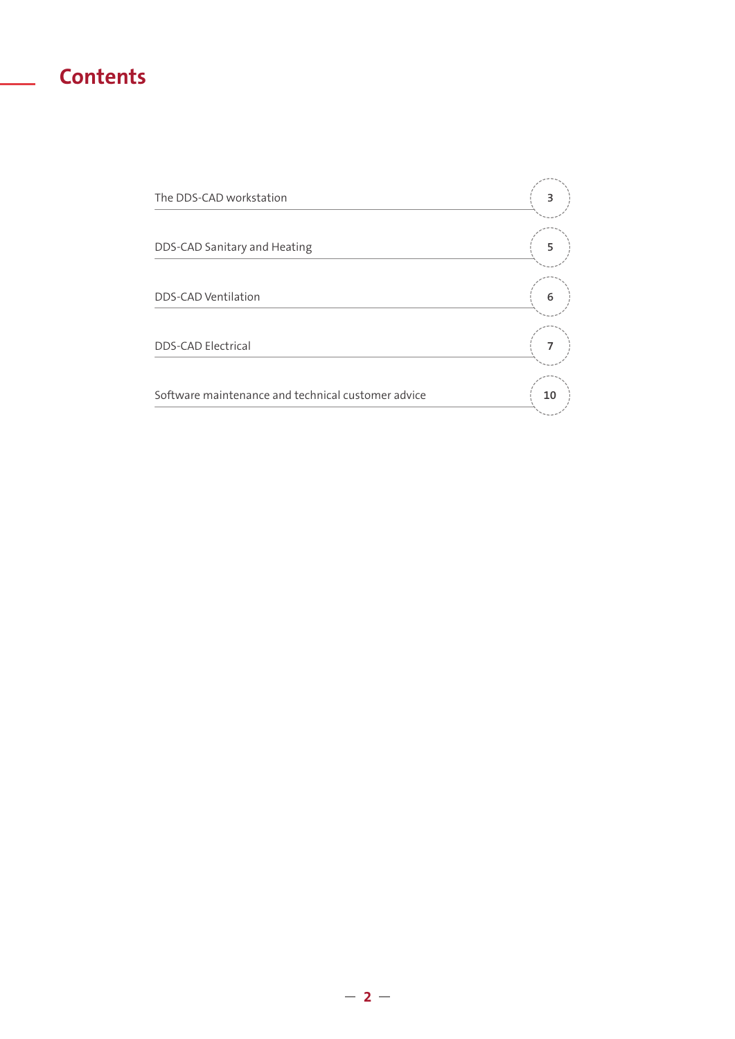# Contents

| | |
|---|---|
| The DDS-CAD workstation | 3 |
| DDS-CAD Sanitary and Heating | 5 |
| DDS-CAD Ventilation | 6 |
| DDS-CAD Electrical | 7 |
| Software maintenance and technical customer advice | 10 |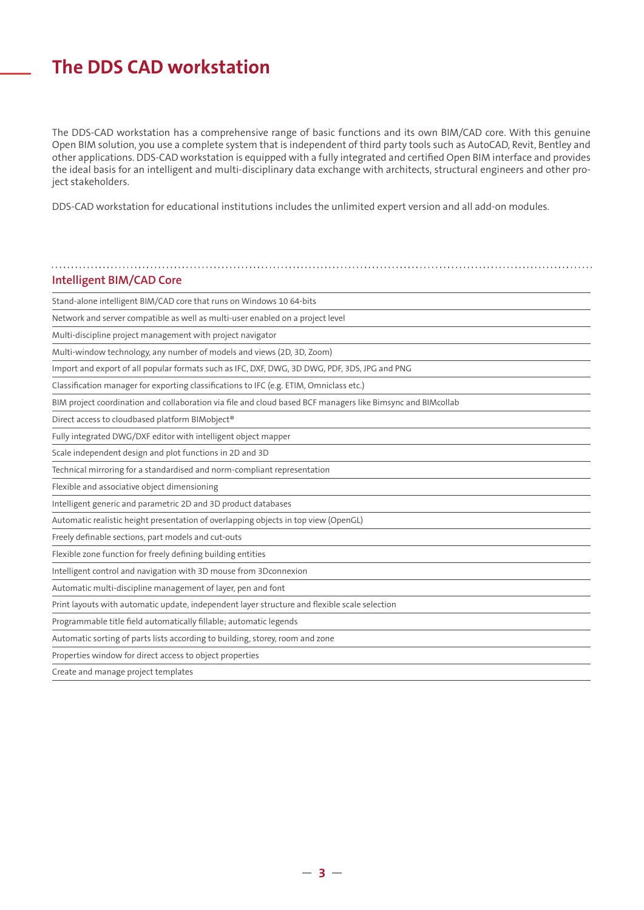# The DDS CAD workstation

The DDS-CAD workstation has a comprehensive range of basic functions and its own BIM/CAD core. With this genuine Open BIM solution, you use a complete system that is independent of third party tools such as AutoCAD, Revit, Bentley and other applications. DDS-CAD workstation is equipped with a fully integrated and certified Open BIM interface and provides the ideal basis for an intelligent and multi-disciplinary data exchange with architects, structural engineers and other project stakeholders.

DDS-CAD workstation for educational institutions includes the unlimited expert version and all add-on modules.

## Intelligent BIM/CAD Core

| |
|---|
| Stand-alone intelligent BIM/CAD core that runs on Windows 10 64-bits |
| Network and server compatible as well as multi-user enabled on a project level |
| Multi-discipline project management with project navigator |
| Multi-window technology, any number of models and views (2D, 3D, Zoom) |
| Import and export of all popular formats such as IFC, DXF, DWG, 3D DWG, PDF, 3DS, JPG and PNG |
| Classification manager for exporting classifications to IFC (e.g. ETIM, Omniclass etc.) |
| BIM project coordination and collaboration via file and cloud based BCF managers like Bimsync and BIMcollab |
| Direct access to cloudbased platform BIMobject® |
| Fully integrated DWG/DXF editor with intelligent object mapper |
| Scale independent design and plot functions in 2D and 3D |
| Technical mirroring for a standardised and norm-compliant representation |
| Flexible and associative object dimensioning |
| Intelligent generic and parametric 2D and 3D product databases |
| Automatic realistic height presentation of overlapping objects in top view (OpenGL) |
| Freely definable sections, part models and cut-outs |
| Flexible zone function for freely defining building entities |
| Intelligent control and navigation with 3D mouse from 3Dconnexion |
| Automatic multi-discipline management of layer, pen and font |
| Print layouts with automatic update, independent layer structure and flexible scale selection |
| Programmable title field automatically fillable; automatic legends |
| Automatic sorting of parts lists according to building, storey, room and zone |
| Properties window for direct access to object properties |
| Create and manage project templates |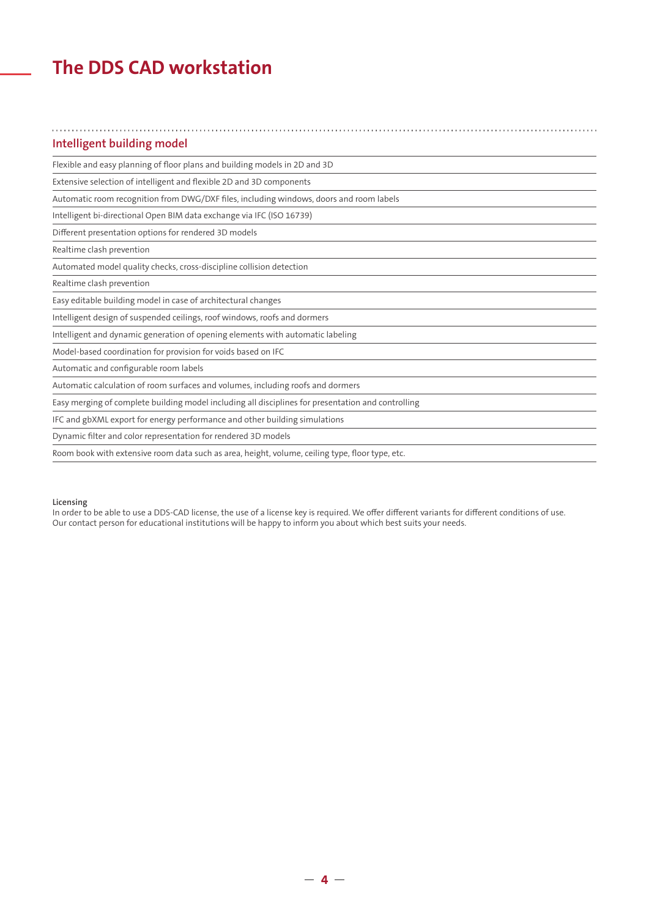# The DDS CAD workstation

## Intelligent building model

| |
|---|
| Flexible and easy planning of floor plans and building models in 2D and 3D |
| Extensive selection of intelligent and flexible 2D and 3D components |
| Automatic room recognition from DWG/DXF files, including windows, doors and room labels |
| Intelligent bi-directional Open BIM data exchange via IFC (ISO 16739) |
| Different presentation options for rendered 3D models |
| Realtime clash prevention |
| Automated model quality checks, cross-discipline collision detection |
| Realtime clash prevention |
| Easy editable building model in case of architectural changes |
| Intelligent design of suspended ceilings, roof windows, roofs and dormers |
| Intelligent and dynamic generation of opening elements with automatic labeling |
| Model-based coordination for provision for voids based on IFC |
| Automatic and configurable room labels |
| Automatic calculation of room surfaces and volumes, including roofs and dormers |
| Easy merging of complete building model including all disciplines for presentation and controlling |
| IFC and gbXML export for energy performance and other building simulations |
| Dynamic filter and color representation for rendered 3D models |
| Room book with extensive room data such as area, height, volume, ceiling type, floor type, etc. |

**Licensing**
In order to be able to use a DDS-CAD license, the use of a license key is required. We offer different variants for different conditions of use. Our contact person for educational institutions will be happy to inform you about which best suits your needs.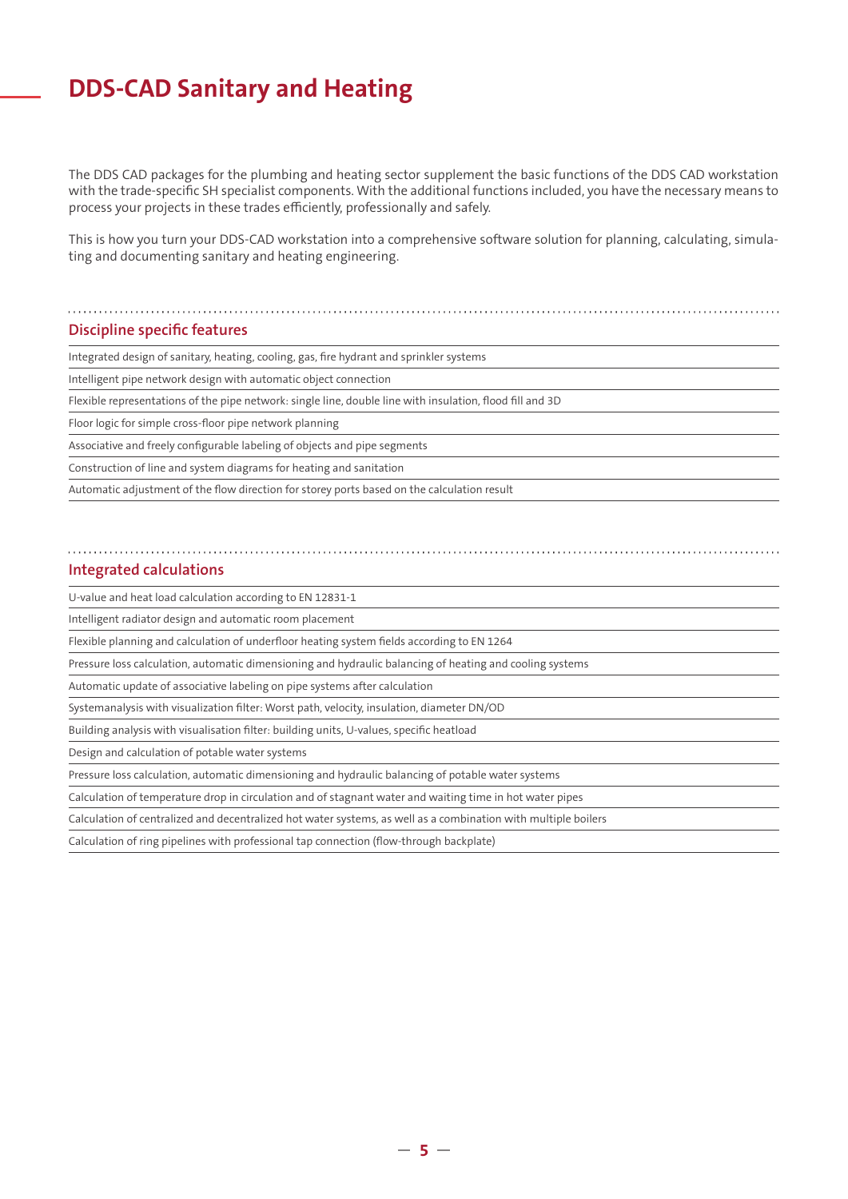# DDS-CAD Sanitary and Heating

The DDS CAD packages for the plumbing and heating sector supplement the basic functions of the DDS CAD workstation with the trade-specific SH specialist components. With the additional functions included, you have the necessary means to process your projects in these trades efficiently, professionally and safely.

This is how you turn your DDS-CAD workstation into a comprehensive software solution for planning, calculating, simulating and documenting sanitary and heating engineering.

## Discipline specific features

- Integrated design of sanitary, heating, cooling, gas, fire hydrant and sprinkler systems
- Intelligent pipe network design with automatic object connection
- Flexible representations of the pipe network: single line, double line with insulation, flood fill and 3D
- Floor logic for simple cross-floor pipe network planning
- Associative and freely configurable labeling of objects and pipe segments
- Construction of line and system diagrams for heating and sanitation
- Automatic adjustment of the flow direction for storey ports based on the calculation result

## Integrated calculations

- U-value and heat load calculation according to EN 12831-1
- Intelligent radiator design and automatic room placement
- Flexible planning and calculation of underfloor heating system fields according to EN 1264
- Pressure loss calculation, automatic dimensioning and hydraulic balancing of heating and cooling systems
- Automatic update of associative labeling on pipe systems after calculation
- Systemanalysis with visualization filter: Worst path, velocity, insulation, diameter DN/OD
- Building analysis with visualisation filter: building units, U-values, specific heatload
- Design and calculation of potable water systems
- Pressure loss calculation, automatic dimensioning and hydraulic balancing of potable water systems
- Calculation of temperature drop in circulation and of stagnant water and waiting time in hot water pipes
- Calculation of centralized and decentralized hot water systems, as well as a combination with multiple boilers
- Calculation of ring pipelines with professional tap connection (flow-through backplate)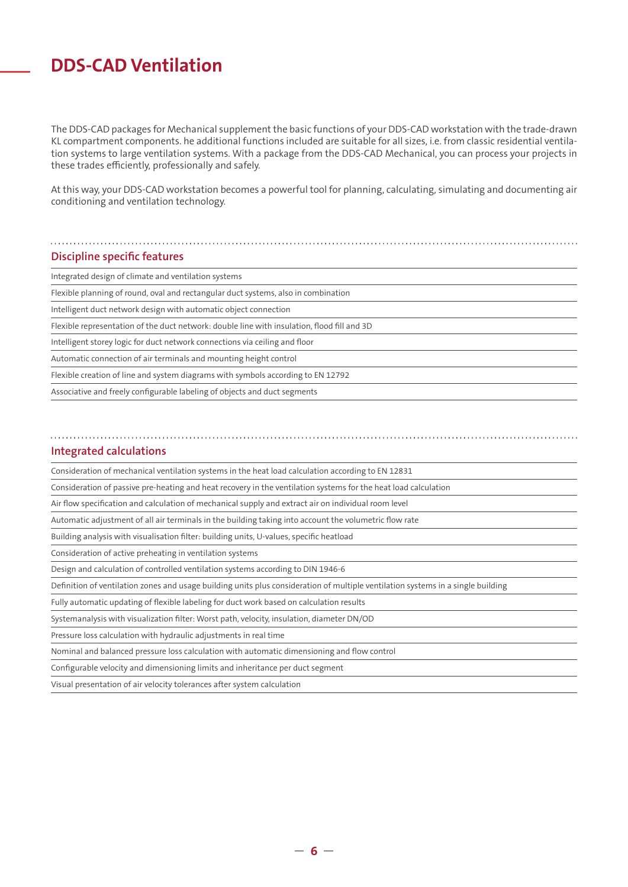# DDS-CAD Ventilation

The DDS-CAD packages for Mechanical supplement the basic functions of your DDS-CAD workstation with the trade-drawn KL compartment components. he additional functions included are suitable for all sizes, i.e. from classic residential ventilation systems to large ventilation systems. With a package from the DDS-CAD Mechanical, you can process your projects in these trades efficiently, professionally and safely.

At this way, your DDS-CAD workstation becomes a powerful tool for planning, calculating, simulating and documenting air conditioning and ventilation technology.

## Discipline specific features

- Integrated design of climate and ventilation systems
- Flexible planning of round, oval and rectangular duct systems, also in combination
- Intelligent duct network design with automatic object connection
- Flexible representation of the duct network: double line with insulation, flood fill and 3D
- Intelligent storey logic for duct network connections via ceiling and floor
- Automatic connection of air terminals and mounting height control
- Flexible creation of line and system diagrams with symbols according to EN 12792
- Associative and freely configurable labeling of objects and duct segments

## Integrated calculations

- Consideration of mechanical ventilation systems in the heat load calculation according to EN 12831
- Consideration of passive pre-heating and heat recovery in the ventilation systems for the heat load calculation
- Air flow specification and calculation of mechanical supply and extract air on individual room level
- Automatic adjustment of all air terminals in the building taking into account the volumetric flow rate
- Building analysis with visualisation filter: building units, U-values, specific heatload
- Consideration of active preheating in ventilation systems
- Design and calculation of controlled ventilation systems according to DIN 1946-6
- Definition of ventilation zones and usage building units plus consideration of multiple ventilation systems in a single building
- Fully automatic updating of flexible labeling for duct work based on calculation results
- Systemanalysis with visualization filter: Worst path, velocity, insulation, diameter DN/OD
- Pressure loss calculation with hydraulic adjustments in real time
- Nominal and balanced pressure loss calculation with automatic dimensioning and flow control
- Configurable velocity and dimensioning limits and inheritance per duct segment
- Visual presentation of air velocity tolerances after system calculation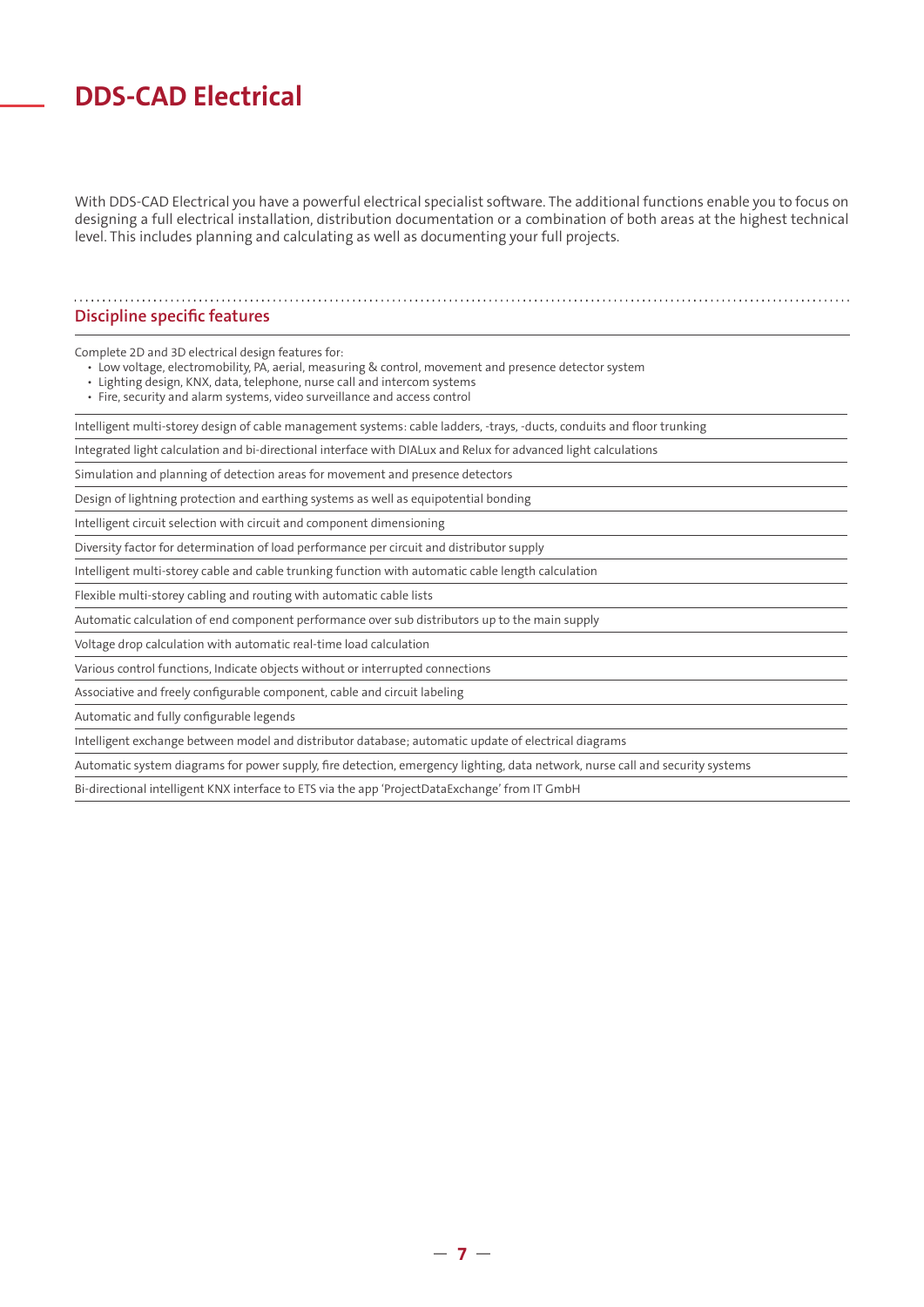# DDS-CAD Electrical

With DDS-CAD Electrical you have a powerful electrical specialist software. The additional functions enable you to focus on designing a full electrical installation, distribution documentation or a combination of both areas at the highest technical level. This includes planning and calculating as well as documenting your full projects.

## Discipline specific features

Complete 2D and 3D electrical design features for:

- Low voltage, electromobility, PA, aerial, measuring & control, movement and presence detector system
- Lighting design, KNX, data, telephone, nurse call and intercom systems
- Fire, security and alarm systems, video surveillance and access control

Intelligent multi-storey design of cable management systems: cable ladders, -trays, -ducts, conduits and floor trunking

Integrated light calculation and bi-directional interface with DIALux and Relux for advanced light calculations

Simulation and planning of detection areas for movement and presence detectors

Design of lightning protection and earthing systems as well as equipotential bonding

Intelligent circuit selection with circuit and component dimensioning

Diversity factor for determination of load performance per circuit and distributor supply

Intelligent multi-storey cable and cable trunking function with automatic cable length calculation

Flexible multi-storey cabling and routing with automatic cable lists

Automatic calculation of end component performance over sub distributors up to the main supply

Voltage drop calculation with automatic real-time load calculation

Various control functions, Indicate objects without or interrupted connections

Associative and freely configurable component, cable and circuit labeling

Automatic and fully configurable legends

Intelligent exchange between model and distributor database; automatic update of electrical diagrams

Automatic system diagrams for power supply, fire detection, emergency lighting, data network, nurse call and security systems

Bi-directional intelligent KNX interface to ETS via the app 'ProjectDataExchange' from IT GmbH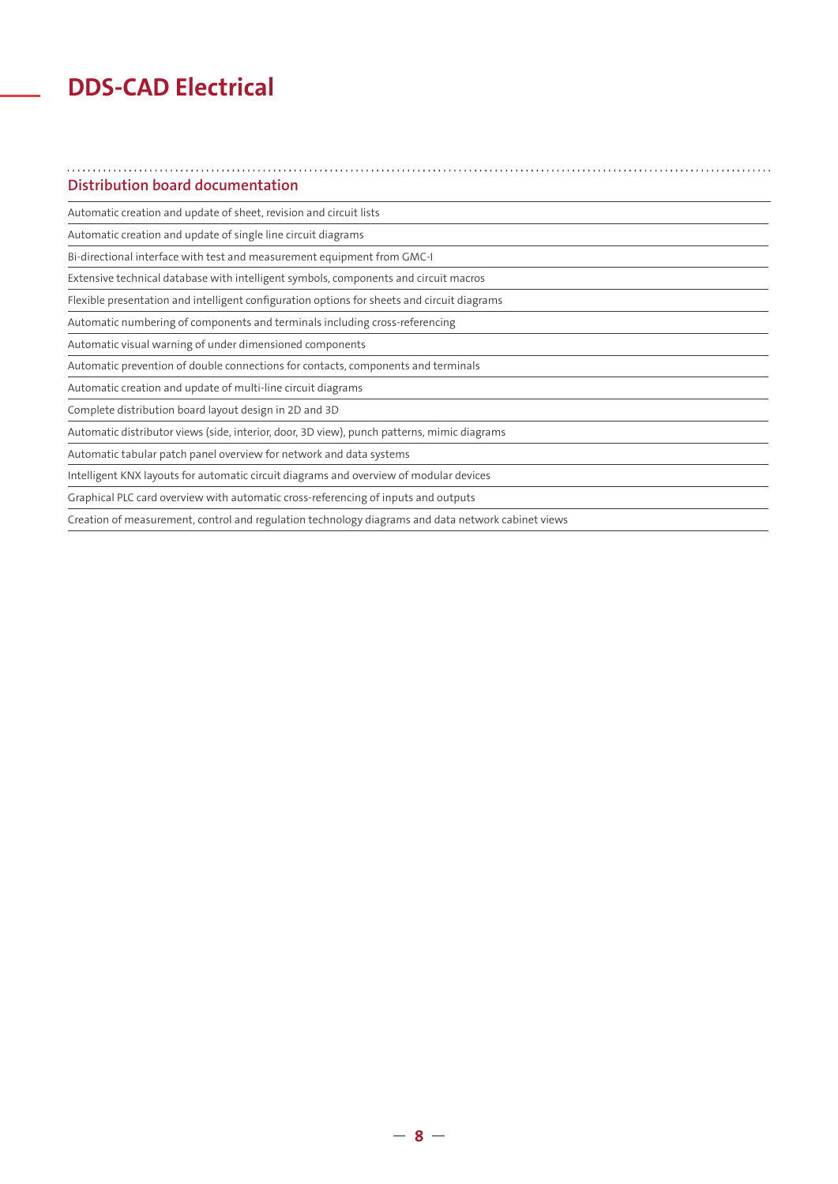# DDS-CAD Electrical

## Distribution board documentation

| |
|---|
| Automatic creation and update of sheet, revision and circuit lists |
| Automatic creation and update of single line circuit diagrams |
| Bi-directional interface with test and measurement equipment from GMC-I |
| Extensive technical database with intelligent symbols, components and circuit macros |
| Flexible presentation and intelligent configuration options for sheets and circuit diagrams |
| Automatic numbering of components and terminals including cross-referencing |
| Automatic visual warning of under dimensioned components |
| Automatic prevention of double connections for contacts, components and terminals |
| Automatic creation and update of multi-line circuit diagrams |
| Complete distribution board layout design in 2D and 3D |
| Automatic distributor views (side, interior, door, 3D view), punch patterns, mimic diagrams |
| Automatic tabular patch panel overview for network and data systems |
| Intelligent KNX layouts for automatic circuit diagrams and overview of modular devices |
| Graphical PLC card overview with automatic cross-referencing of inputs and outputs |
| Creation of measurement, control and regulation technology diagrams and data network cabinet views |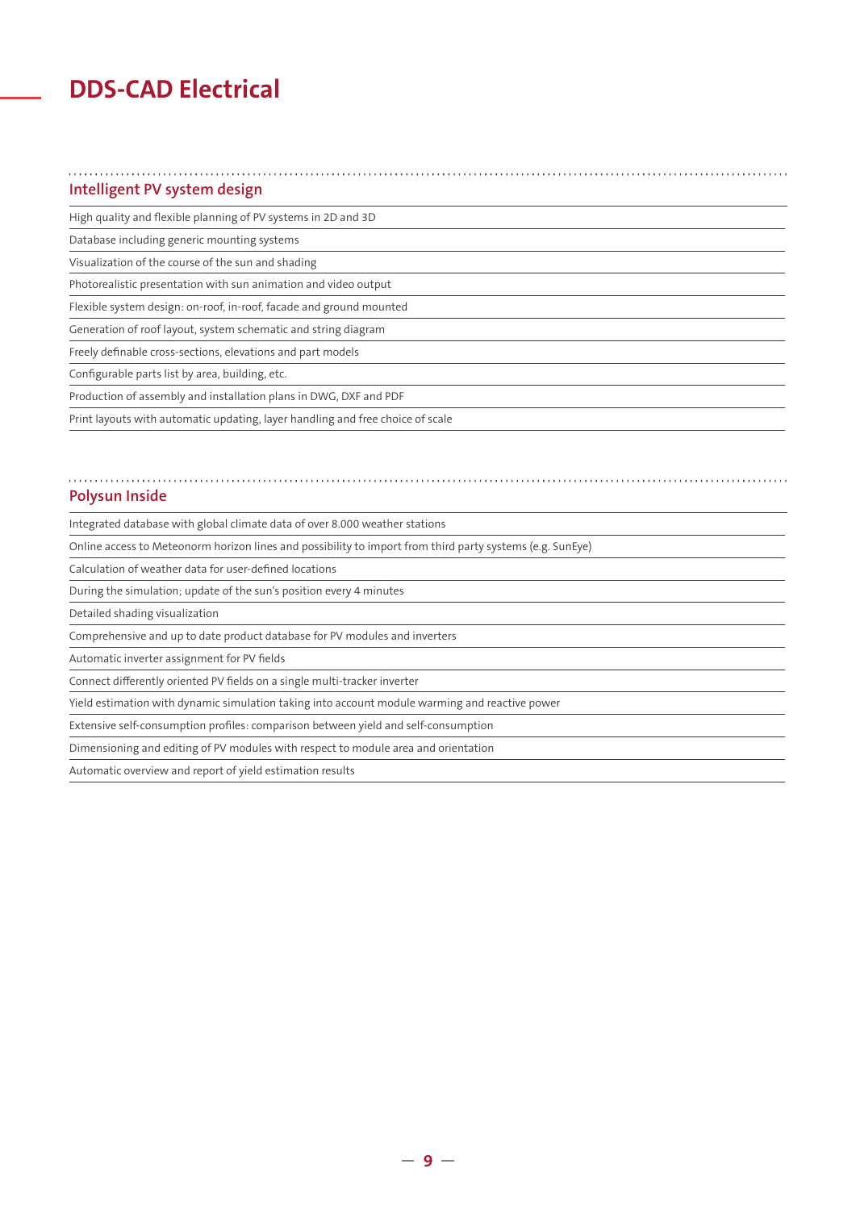# DDS-CAD Electrical

## Intelligent PV system design

- High quality and flexible planning of PV systems in 2D and 3D
- Database including generic mounting systems
- Visualization of the course of the sun and shading
- Photorealistic presentation with sun animation and video output
- Flexible system design: on-roof, in-roof, facade and ground mounted
- Generation of roof layout, system schematic and string diagram
- Freely definable cross-sections, elevations and part models
- Configurable parts list by area, building, etc.
- Production of assembly and installation plans in DWG, DXF and PDF
- Print layouts with automatic updating, layer handling and free choice of scale

## Polysun Inside

- Integrated database with global climate data of over 8.000 weather stations
- Online access to Meteonorm horizon lines and possibility to import from third party systems (e.g. SunEye)
- Calculation of weather data for user-defined locations
- During the simulation; update of the sun's position every 4 minutes
- Detailed shading visualization
- Comprehensive and up to date product database for PV modules and inverters
- Automatic inverter assignment for PV fields
- Connect differently oriented PV fields on a single multi-tracker inverter
- Yield estimation with dynamic simulation taking into account module warming and reactive power
- Extensive self-consumption profiles: comparison between yield and self-consumption
- Dimensioning and editing of PV modules with respect to module area and orientation
- Automatic overview and report of yield estimation results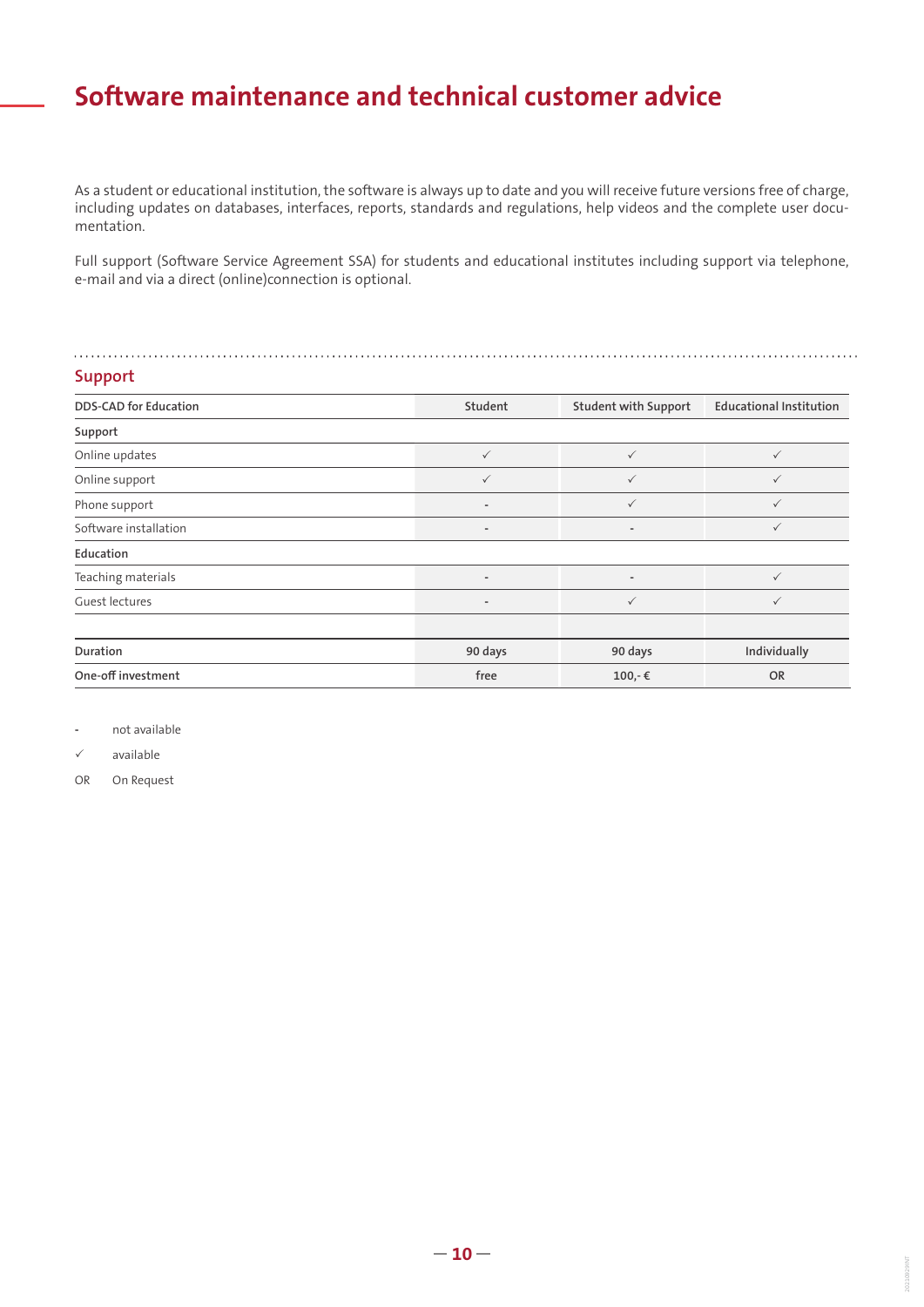# Software maintenance and technical customer advice

As a student or educational institution, the software is always up to date and you will receive future versions free of charge, including updates on databases, interfaces, reports, standards and regulations, help videos and the complete user documentation.

Full support (Software Service Agreement SSA) for students and educational institutes including support via telephone, e-mail and via a direct (online)connection is optional.

## Support

| DDS-CAD for Education | Student | Student with Support | Educational Institution |
|---|---|---|---|
| **Support** | | | |
| Online updates | ✓ | ✓ | ✓ |
| Online support | ✓ | ✓ | ✓ |
| Phone support | - | ✓ | ✓ |
| Software installation | - | - | ✓ |
| **Education** | | | |
| Teaching materials | - | - | ✓ |
| Guest lectures | - | ✓ | ✓ |
| | | | |
| **Duration** | 90 days | 90 days | Individually |
| **One-off investment** | free | 100,- € | OR |

- `-` not available
- ✓ available
- OR On Request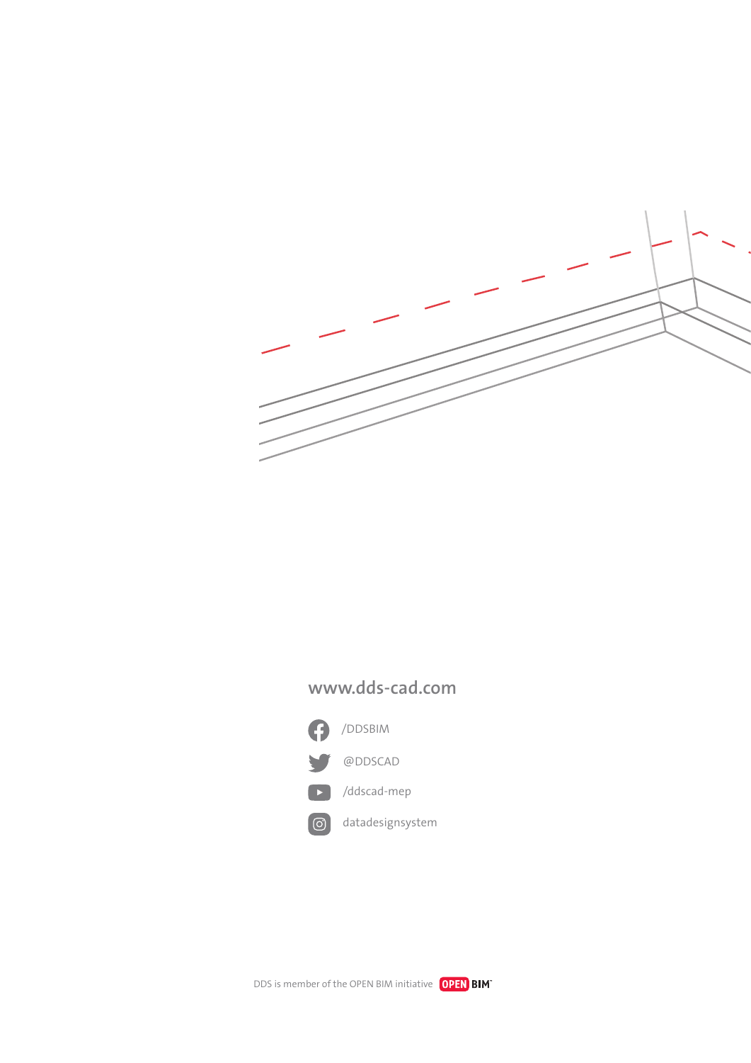www.dds-cad.com

/DDSBIM

@DDSCAD

/ddscad-mep

datadesignsystem

DDS is member of the OPEN BIM initiative OPEN BIM